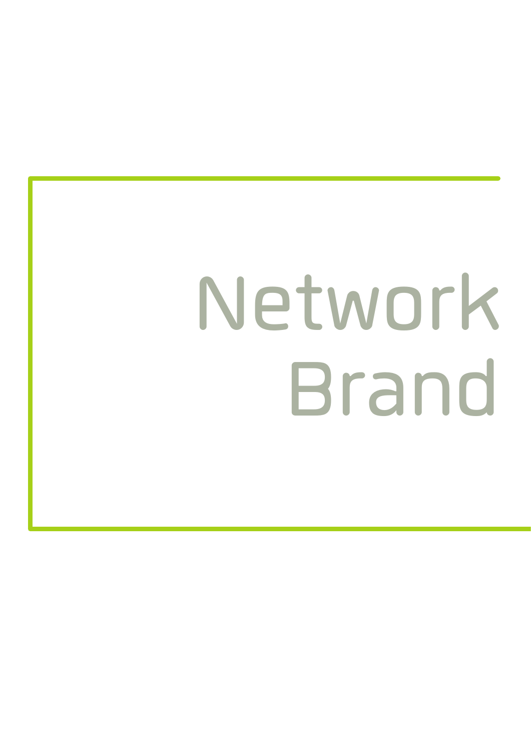# Network Brand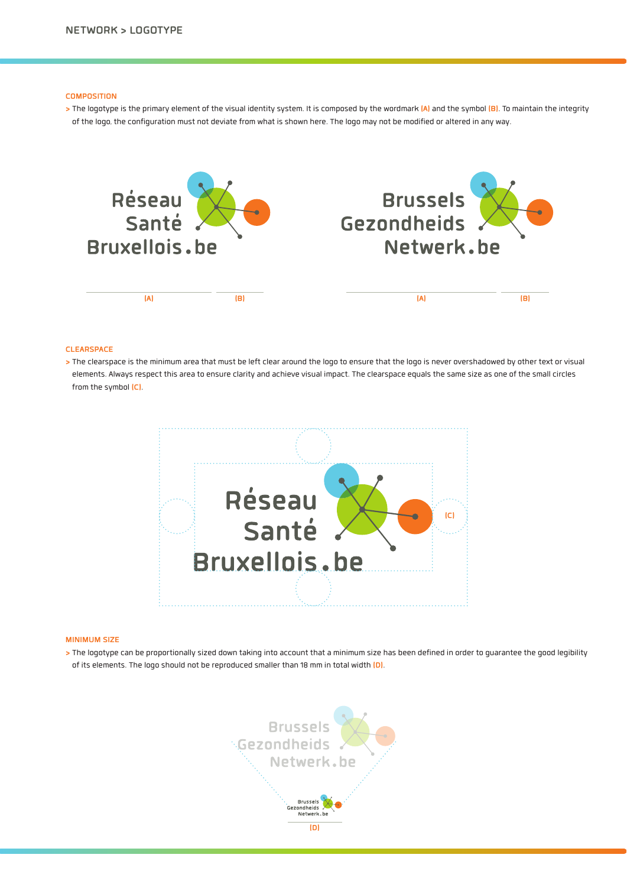NETWORK > LOGOTYPE

## COMPOSITION

> The logotype is the primary element of the visual identity system. It is composed by the wordmark (A) and the symbol (B). To maintain the integrity of the logo, the configuration must not deviate from what is shown here. The logo may not be modified or altered in any way.

Réseau Santé Bruxellois.be

(A) (B)

Brussels Gezondheids Netwerk.be

(A) (B)

## CLEARSPACE

> The clearspace is the minimum area that must be left clear around the logo to ensure that the logo is never overshadowed by other text or visual elements. Always respect this area to ensure clarity and achieve visual impact. The clearspace equals the same size as one of the small circles from the symbol (C).

Réseau Santé Bruxellois.be

(C)

## MINIMUM SIZE

> The logotype can be proportionally sized down taking into account that a minimum size has been defined in order to guarantee the good legibility of its elements. The logo should not be reproduced smaller than 18 mm in total width (D).

Brussels Gezondheids Netwerk.be

Brussels Gezondheids Netwerk.be

(D)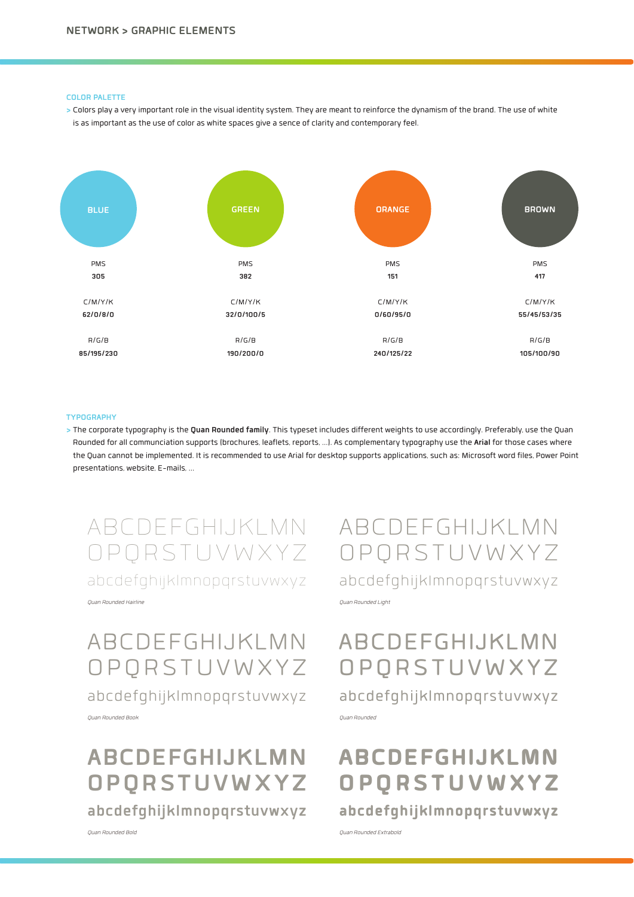# NETWORK > GRAPHIC ELEMENTS

## COLOR PALETTE

> Colors play a very important role in the visual identity system. They are meant to reinforce the dynamism of the brand. The use of white is as important as the use of color as white spaces give a sence of clarity and contemporary feel.

| | BLUE | GREEN | ORANGE | BROWN |
|---|---|---|---|---|
| PMS | 305 | 382 | 151 | 417 |
| C/M/Y/K | 62/0/8/0 | 32/0/100/5 | 0/60/95/0 | 55/45/53/35 |
| R/G/B | 85/195/230 | 190/200/0 | 240/125/22 | 105/100/90 |

## TYPOGRAPHY

> The corporate typography is the **Quan Rounded family**. This typeset includes different weights to use accordingly. Preferably, use the Quan Rounded for all communciation supports (brochures, leaflets, reports, ...). As complementary typography use the **Arial** for those cases where the Quan cannot be implemented. It is recommended to use Arial for desktop supports applications, such as: Microsoft word files, Power Point presentations, website, E-mails, ...

ABCDEFGHIJKLMN
OPQRSTUVWXYZ
abcdefghijklmnopqrstuvwxyz

*Quan Rounded Hairline*

ABCDEFGHIJKLMN
OPQRSTUVWXYZ
abcdefghijklmnopqrstuvwxyz

*Quan Rounded Light*

ABCDEFGHIJKLMN
OPQRSTUVWXYZ
abcdefghijklmnopqrstuvwxyz

*Quan Rounded Book*

ABCDEFGHIJKLMN
OPQRSTUVWXYZ
abcdefghijklmnopqrstuvwxyz

*Quan Rounded*

ABCDEFGHIJKLMN
OPQRSTUVWXYZ
abcdefghijklmnopqrstuvwxyz

*Quan Rounded Bold*

ABCDEFGHIJKLMN
OPQRSTUVWXYZ
abcdefghijklmnopqrstuvwxyz

*Quan Rounded Extrabold*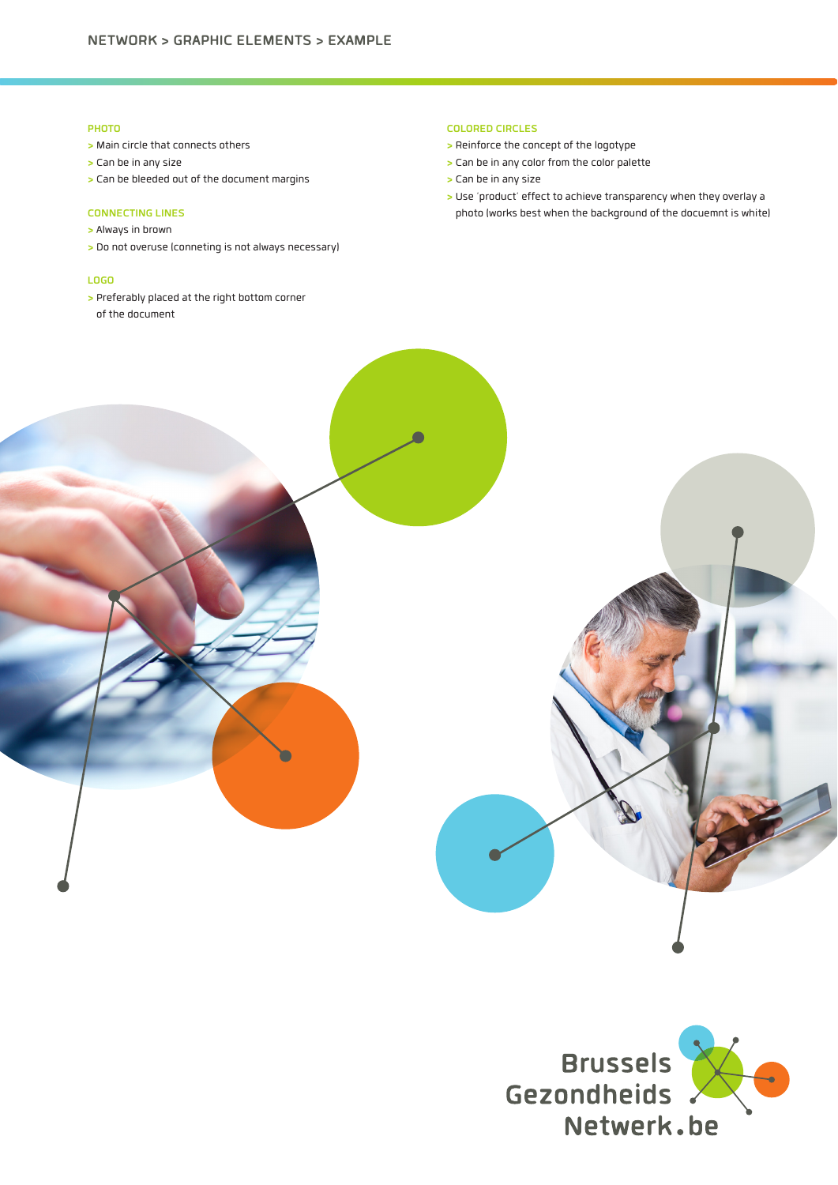NETWORK > GRAPHIC ELEMENTS > EXAMPLE

### PHOTO

> Main circle that connects others
> Can be in any size
> Can be bleeded out of the document margins

### CONNECTING LINES

> Always in brown
> Do not overuse (conneting is not always necessary)

### LOGO

> Preferably placed at the right bottom corner of the document

### COLORED CIRCLES

> Reinforce the concept of the logotype
> Can be in any color from the color palette
> Can be in any size
> Use 'product' effect to achieve transparency when they overlay a photo (works best when the background of the docuemnt is white)

Brussels
Gezondheids
Netwerk.be